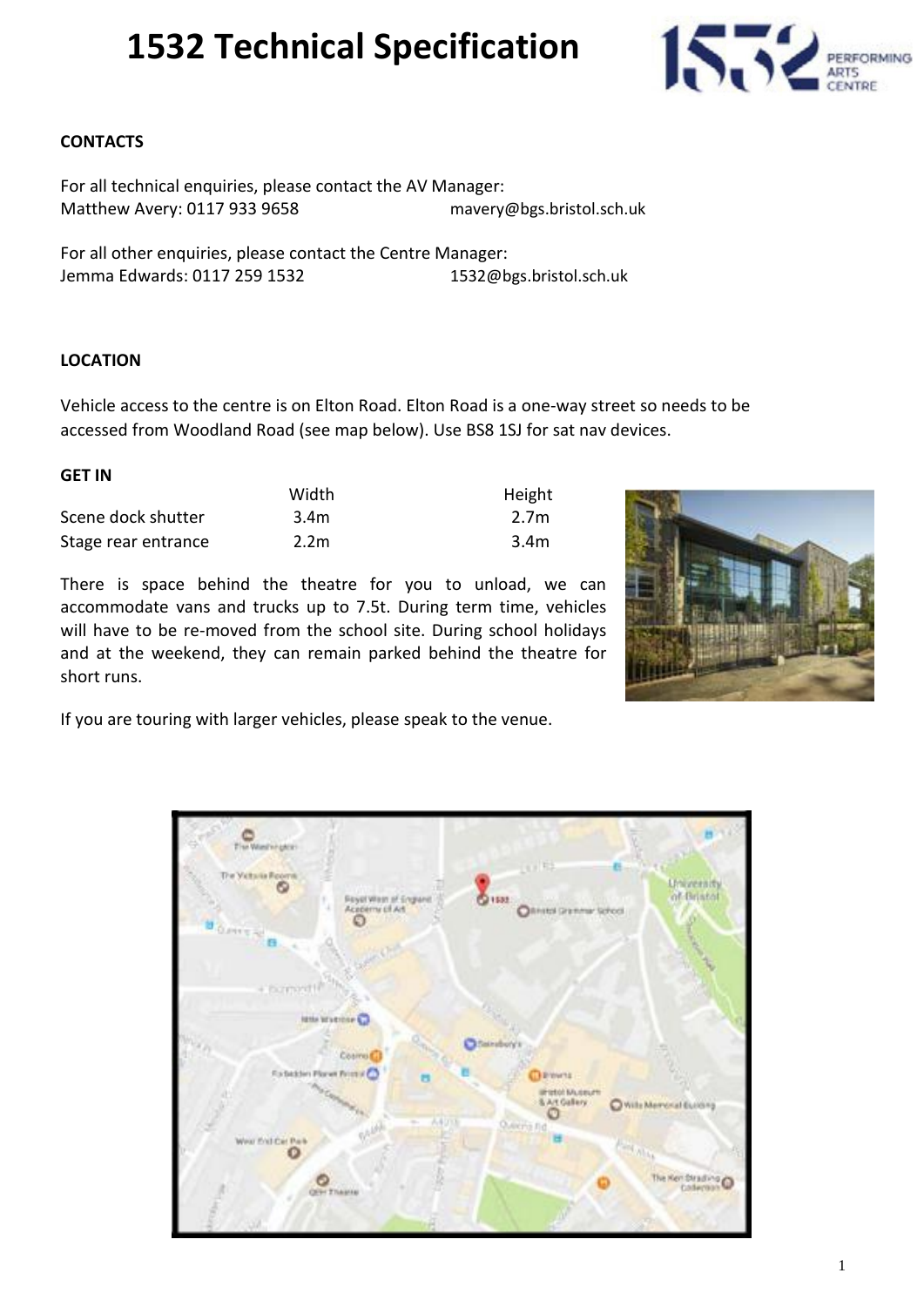# 1532 Technical Specification

**CONTACTS**

For all technical enquiries, please contact the AV Manager:
Matthew Avery: 0117 933 9658 mavery@bgs.bristol.sch.uk

For all other enquiries, please contact the Centre Manager:
Jemma Edwards: 0117 259 1532 1532@bgs.bristol.sch.uk

**LOCATION**

Vehicle access to the centre is on Elton Road. Elton Road is a one-way street so needs to be accessed from Woodland Road (see map below). Use BS8 1SJ for sat nav devices.

**GET IN**

| | Width | Height |
|---|---|---|
| Scene dock shutter | 3.4m | 2.7m |
| Stage rear entrance | 2.2m | 3.4m |

There is space behind the theatre for you to unload, we can accommodate vans and trucks up to 7.5t. During term time, vehicles will have to be re-moved from the school site. During school holidays and at the weekend, they can remain parked behind the theatre for short runs.

If you are touring with larger vehicles, please speak to the venue.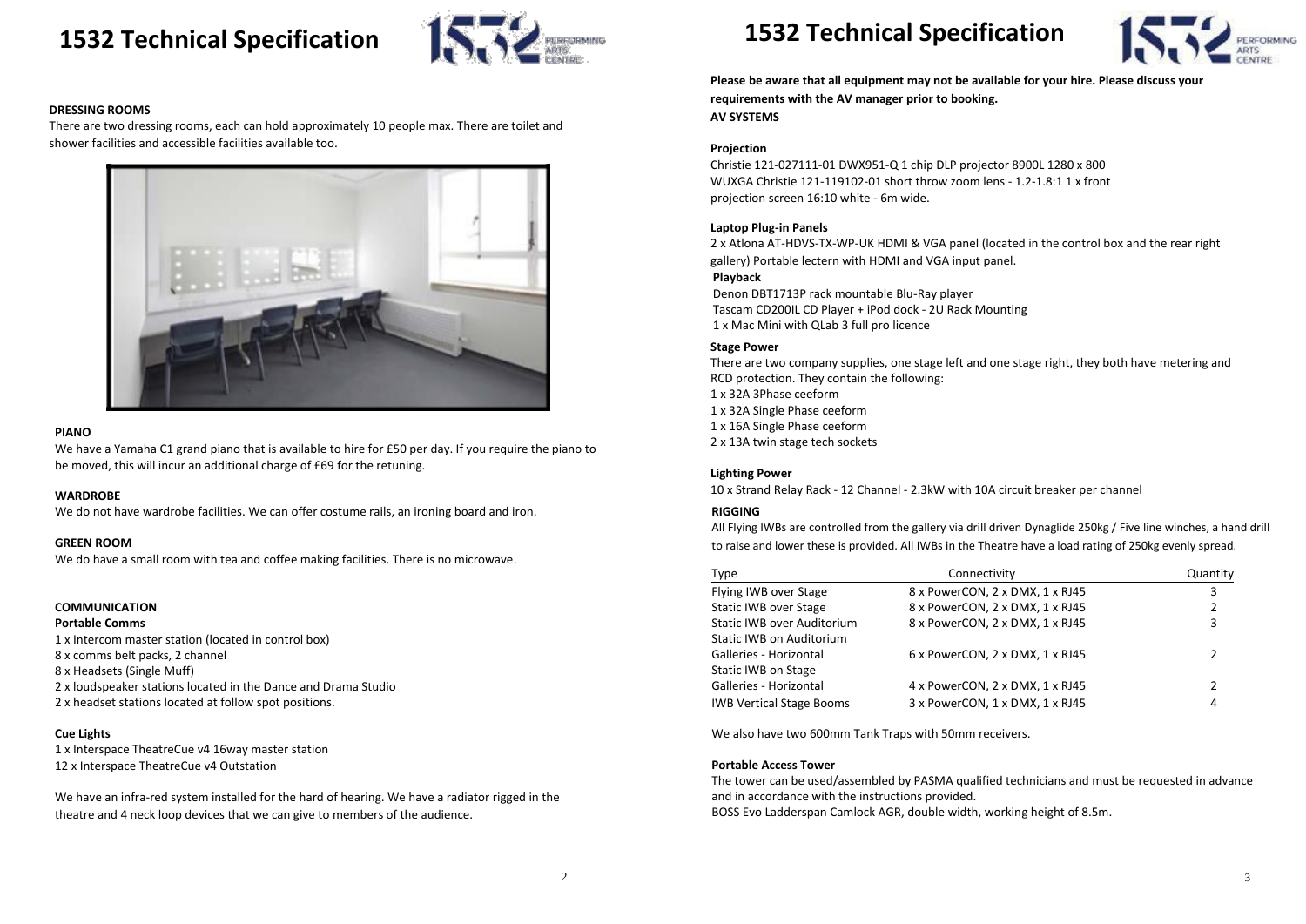# 1532 Technical Specification

**DRESSING ROOMS**

There are two dressing rooms, each can hold approximately 10 people max. There are toilet and shower facilities and accessible facilities available too.

**PIANO**

We have a Yamaha C1 grand piano that is available to hire for £50 per day. If you require the piano to be moved, this will incur an additional charge of £69 for the retuning.

**WARDROBE**

We do not have wardrobe facilities. We can offer costume rails, an ironing board and iron.

**GREEN ROOM**

We do have a small room with tea and coffee making facilities. There is no microwave.

**COMMUNICATION**

**Portable Comms**

1 x Intercom master station (located in control box)
8 x comms belt packs, 2 channel
8 x Headsets (Single Muff)
2 x loudspeaker stations located in the Dance and Drama Studio
2 x headset stations located at follow spot positions.

**Cue Lights**

1 x Interspace TheatreCue v4 16way master station
12 x Interspace TheatreCue v4 Outstation

We have an infra-red system installed for the hard of hearing. We have a radiator rigged in the theatre and 4 neck loop devices that we can give to members of the audience.

# 1532 Technical Specification

**Please be aware that all equipment may not be available for your hire. Please discuss your requirements with the AV manager prior to booking.**

**AV SYSTEMS**

**Projection**

Christie 121-027111-01 DWX951-Q 1 chip DLP projector 8900L 1280 x 800 WUXGA Christie 121-119102-01 short throw zoom lens - 1.2-1.8:1 1 x front projection screen 16:10 white - 6m wide.

**Laptop Plug-in Panels**

2 x Atlona AT-HDVS-TX-WP-UK HDMI & VGA panel (located in the control box and the rear right gallery) Portable lectern with HDMI and VGA input panel.

**Playback**

Denon DBT1713P rack mountable Blu-Ray player
Tascam CD200IL CD Player + iPod dock - 2U Rack Mounting
1 x Mac Mini with QLab 3 full pro licence

**Stage Power**

There are two company supplies, one stage left and one stage right, they both have metering and RCD protection. They contain the following:

1 x 32A 3Phase ceeform
1 x 32A Single Phase ceeform
1 x 16A Single Phase ceeform
2 x 13A twin stage tech sockets

**Lighting Power**

10 x Strand Relay Rack - 12 Channel - 2.3kW with 10A circuit breaker per channel

**RIGGING**

All Flying IWBs are controlled from the gallery via drill driven Dynaglide 250kg / Five line winches, a hand drill to raise and lower these is provided. All IWBs in the Theatre have a load rating of 250kg evenly spread.

| Type | Connectivity | Quantity |
|---|---|---|
| Flying IWB over Stage | 8 x PowerCON, 2 x DMX, 1 x RJ45 | 3 |
| Static IWB over Stage | 8 x PowerCON, 2 x DMX, 1 x RJ45 | 2 |
| Static IWB over Auditorium | 8 x PowerCON, 2 x DMX, 1 x RJ45 | 3 |
| Static IWB on Auditorium Galleries - Horizontal | 6 x PowerCON, 2 x DMX, 1 x RJ45 | 2 |
| Static IWB on Stage Galleries - Horizontal | 4 x PowerCON, 2 x DMX, 1 x RJ45 | 2 |
| IWB Vertical Stage Booms | 3 x PowerCON, 1 x DMX, 1 x RJ45 | 4 |

We also have two 600mm Tank Traps with 50mm receivers.

**Portable Access Tower**

The tower can be used/assembled by PASMA qualified technicians and must be requested in advance and in accordance with the instructions provided.

BOSS Evo Ladderspan Camlock AGR, double width, working height of 8.5m.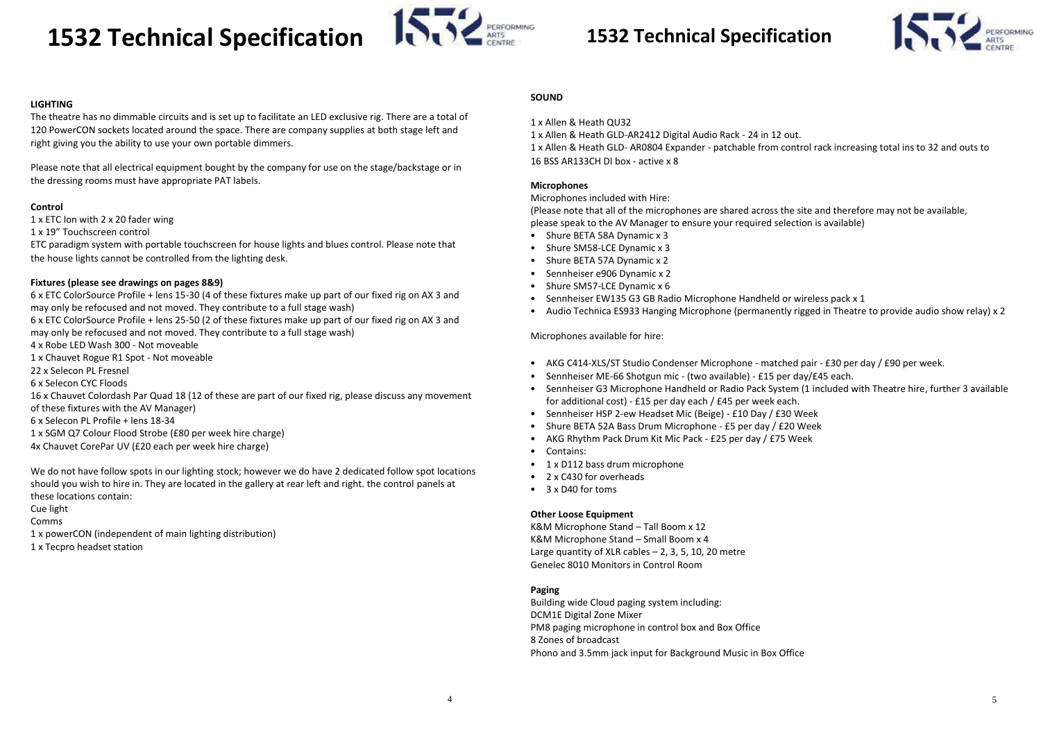# 1532 Technical Specification

**LIGHTING**

The theatre has no dimmable circuits and is set up to facilitate an LED exclusive rig. There are a total of 120 PowerCON sockets located around the space. There are company supplies at both stage left and right giving you the ability to use your own portable dimmers.

Please note that all electrical equipment bought by the company for use on the stage/backstage or in the dressing rooms must have appropriate PAT labels.

**Control**

1 x ETC Ion with 2 x 20 fader wing
1 x 19" Touchscreen control
ETC paradigm system with portable touchscreen for house lights and blues control. Please note that the house lights cannot be controlled from the lighting desk.

**Fixtures (please see drawings on pages 8&9)**

6 x ETC ColorSource Profile + lens 15-30 (4 of these fixtures make up part of our fixed rig on AX 3 and may only be refocused and not moved. They contribute to a full stage wash)
6 x ETC ColorSource Profile + lens 25-50 (2 of these fixtures make up part of our fixed rig on AX 3 and may only be refocused and not moved. They contribute to a full stage wash)
4 x Robe LED Wash 300 - Not moveable
1 x Chauvet Rogue R1 Spot - Not moveable
22 x Selecon PL Fresnel
6 x Selecon CYC Floods
16 x Chauvet Colordash Par Quad 18 (12 of these are part of our fixed rig, please discuss any movement of these fixtures with the AV Manager)
6 x Selecon PL Profile + lens 18-34
1 x SGM Q7 Colour Flood Strobe (£80 per week hire charge)
4x Chauvet CorePar UV (£20 each per week hire charge)

We do not have follow spots in our lighting stock; however we do have 2 dedicated follow spot locations should you wish to hire in. They are located in the gallery at rear left and right. the control panels at these locations contain:
Cue light
Comms
1 x powerCON (independent of main lighting distribution)
1 x Tecpro headset station

# 1532 Technical Specification

**SOUND**

1 x Allen & Heath QU32
1 x Allen & Heath GLD-AR2412 Digital Audio Rack - 24 in 12 out.
1 x Allen & Heath GLD- AR0804 Expander - patchable from control rack increasing total ins to 32 and outs to 16 BSS AR133CH DI box - active x 8

**Microphones**

Microphones included with Hire:
(Please note that all of the microphones are shared across the site and therefore may not be available, please speak to the AV Manager to ensure your required selection is available)

- Shure BETA 58A Dynamic x 3
- Shure SM58-LCE Dynamic x 3
- Shure BETA 57A Dynamic x 2
- Sennheiser e906 Dynamic x 2
- Shure SM57-LCE Dynamic x 6
- Sennheiser EW135 G3 GB Radio Microphone Handheld or wireless pack x 1
- Audio Technica ES933 Hanging Microphone (permanently rigged in Theatre to provide audio show relay) x 2

Microphones available for hire:

- AKG C414-XLS/ST Studio Condenser Microphone - matched pair - £30 per day / £90 per week.
- Sennheiser ME-66 Shotgun mic - (two available) - £15 per day/£45 each.
- Sennheiser G3 Microphone Handheld or Radio Pack System (1 included with Theatre hire, further 3 available for additional cost) - £15 per day each / £45 per week each.
- Sennheiser HSP 2-ew Headset Mic (Beige) - £10 Day / £30 Week
- Shure BETA 52A Bass Drum Microphone - £5 per day / £20 Week
- AKG Rhythm Pack Drum Kit Mic Pack - £25 per day / £75 Week
- Contains:
- 1 x D112 bass drum microphone
- 2 x C430 for overheads
- 3 x D40 for toms

**Other Loose Equipment**

K&M Microphone Stand – Tall Boom x 12
K&M Microphone Stand – Small Boom x 4
Large quantity of XLR cables – 2, 3, 5, 10, 20 metre
Genelec 8010 Monitors in Control Room

**Paging**

Building wide Cloud paging system including:
DCM1E Digital Zone Mixer
PM8 paging microphone in control box and Box Office
8 Zones of broadcast
Phono and 3.5mm jack input for Background Music in Box Office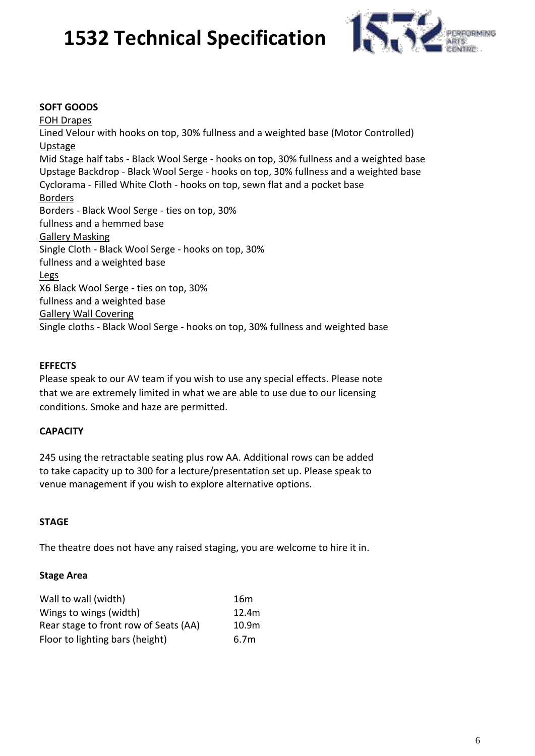# 1532 Technical Specification

**SOFT GOODS**

FOH Drapes

Lined Velour with hooks on top, 30% fullness and a weighted base (Motor Controlled)

Upstage

Mid Stage half tabs - Black Wool Serge - hooks on top, 30% fullness and a weighted base
Upstage Backdrop - Black Wool Serge - hooks on top, 30% fullness and a weighted base
Cyclorama - Filled White Cloth - hooks on top, sewn flat and a pocket base

Borders

Borders - Black Wool Serge - ties on top, 30% fullness and a hemmed base

Gallery Masking

Single Cloth - Black Wool Serge - hooks on top, 30% fullness and a weighted base

Legs

X6 Black Wool Serge - ties on top, 30% fullness and a weighted base

Gallery Wall Covering

Single cloths - Black Wool Serge - hooks on top, 30% fullness and weighted base

**EFFECTS**

Please speak to our AV team if you wish to use any special effects. Please note that we are extremely limited in what we are able to use due to our licensing conditions. Smoke and haze are permitted.

**CAPACITY**

245 using the retractable seating plus row AA. Additional rows can be added to take capacity up to 300 for a lecture/presentation set up. Please speak to venue management if you wish to explore alternative options.

**STAGE**

The theatre does not have any raised staging, you are welcome to hire it in.

**Stage Area**

| | |
|---|---|
| Wall to wall (width) | 16m |
| Wings to wings (width) | 12.4m |
| Rear stage to front row of Seats (AA) | 10.9m |
| Floor to lighting bars (height) | 6.7m |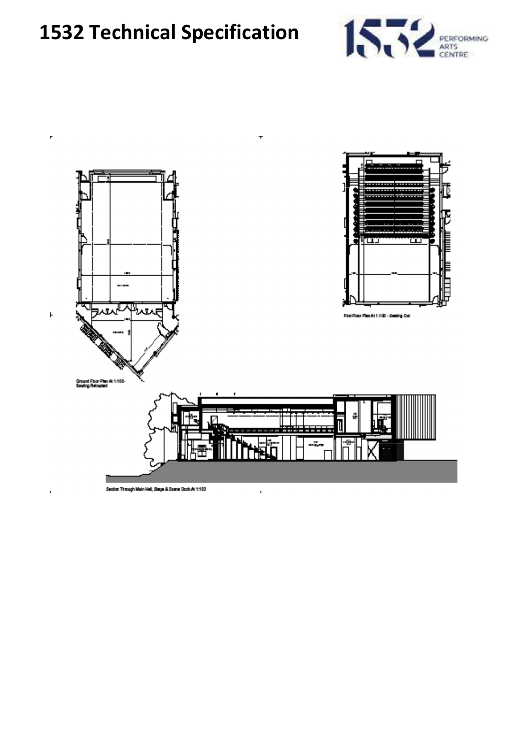# 1532 Technical Specification

Ground Floor Plan At 1:100 - Seating Retracted

First Floor Plan At 1:100 - Seating Out

Section Through Main Hall, Stage & Scene Dock At 1:100